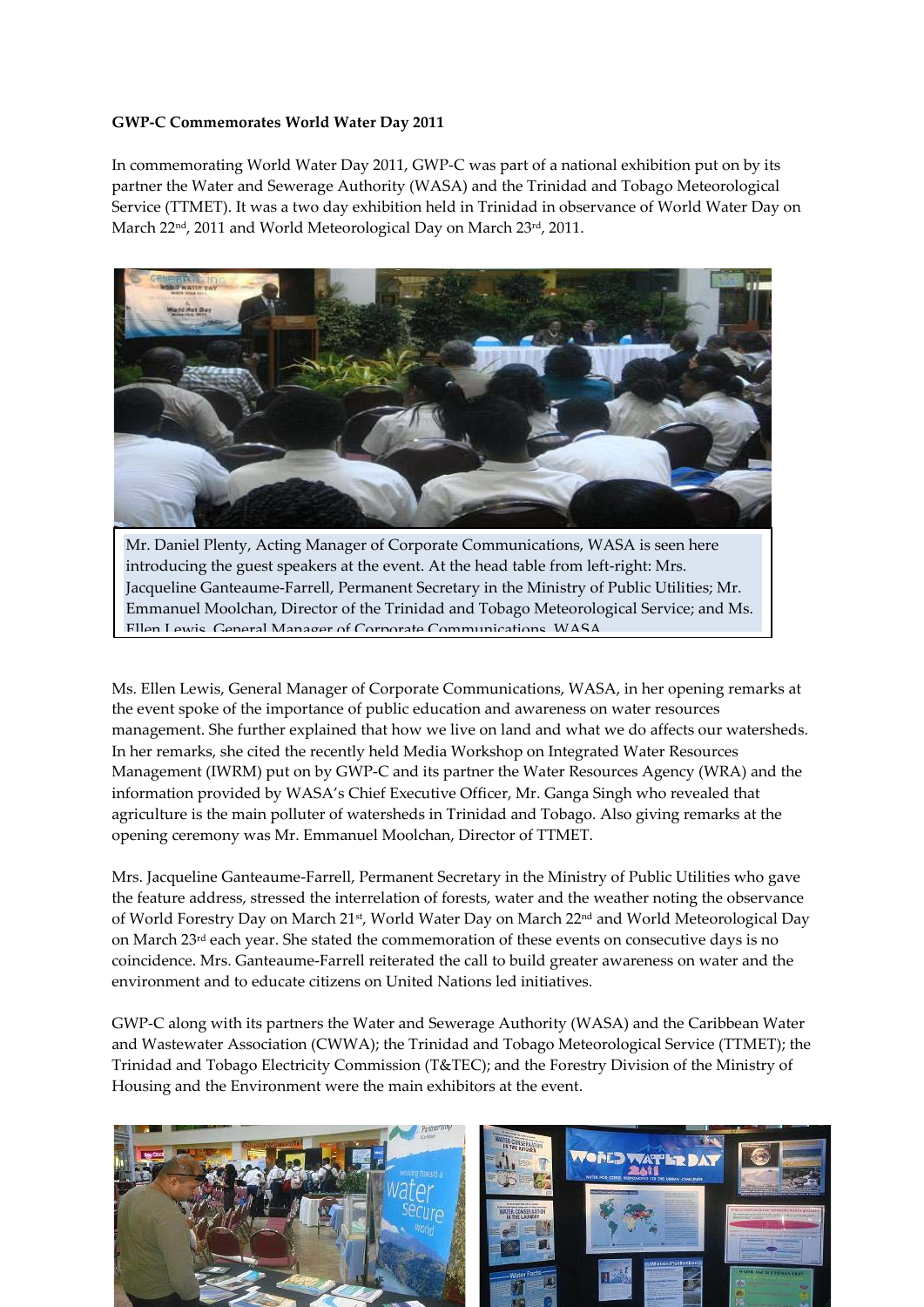**GWP-C Commemorates World Water Day 2011**

In commemorating World Water Day 2011, GWP-C was part of a national exhibition put on by its partner the Water and Sewerage Authority (WASA) and the Trinidad and Tobago Meteorological Service (TTMET). It was a two day exhibition held in Trinidad in observance of World Water Day on March 22nd, 2011 and World Meteorological Day on March 23rd, 2011.

Mr. Daniel Plenty, Acting Manager of Corporate Communications, WASA is seen here introducing the guest speakers at the event. At the head table from left-right: Mrs. Jacqueline Ganteaume-Farrell, Permanent Secretary in the Ministry of Public Utilities; Mr. Emmanuel Moolchan, Director of the Trinidad and Tobago Meteorological Service; and Ms. Ellen Lewis, General Manager of Corporate Communications, WASA.

Ms. Ellen Lewis, General Manager of Corporate Communications, WASA, in her opening remarks at the event spoke of the importance of public education and awareness on water resources management. She further explained that how we live on land and what we do affects our watersheds. In her remarks, she cited the recently held Media Workshop on Integrated Water Resources Management (IWRM) put on by GWP-C and its partner the Water Resources Agency (WRA) and the information provided by WASA's Chief Executive Officer, Mr. Ganga Singh who revealed that agriculture is the main polluter of watersheds in Trinidad and Tobago. Also giving remarks at the opening ceremony was Mr. Emmanuel Moolchan, Director of TTMET.

Mrs. Jacqueline Ganteaume-Farrell, Permanent Secretary in the Ministry of Public Utilities who gave the feature address, stressed the interrelation of forests, water and the weather noting the observance of World Forestry Day on March 21st, World Water Day on March 22nd and World Meteorological Day on March 23rd each year. She stated the commemoration of these events on consecutive days is no coincidence. Mrs. Ganteaume-Farrell reiterated the call to build greater awareness on water and the environment and to educate citizens on United Nations led initiatives.

GWP-C along with its partners the Water and Sewerage Authority (WASA) and the Caribbean Water and Wastewater Association (CWWA); the Trinidad and Tobago Meteorological Service (TTMET); the Trinidad and Tobago Electricity Commission (T&TEC); and the Forestry Division of the Ministry of Housing and the Environment were the main exhibitors at the event.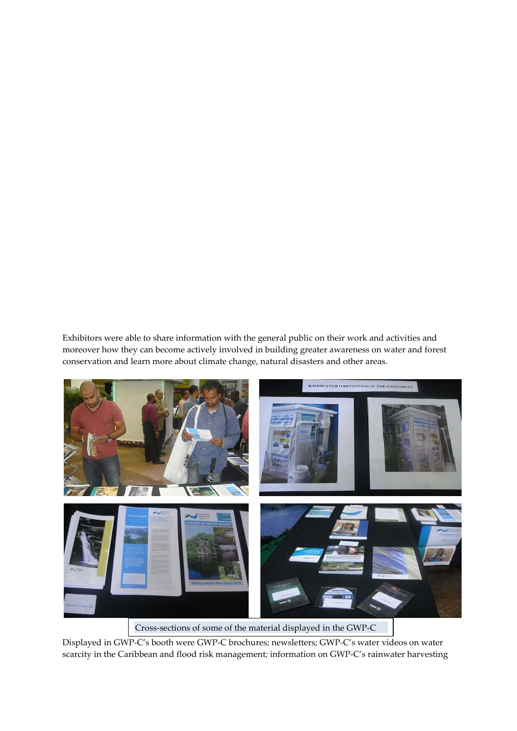Exhibitors were able to share information with the general public on their work and activities and moreover how they can become actively involved in building greater awareness on water and forest conservation and learn more about climate change, natural disasters and other areas.

Cross-sections of some of the material displayed in the GWP-C

Displayed in GWP-C's booth were GWP-C brochures; newsletters; GWP-C's water videos on water scarcity in the Caribbean and flood risk management; information on GWP-C's rainwater harvesting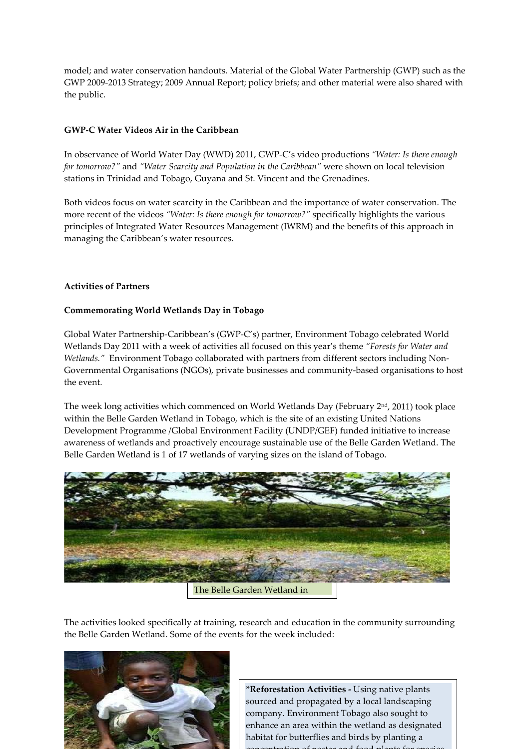model; and water conservation handouts. Material of the Global Water Partnership (GWP) such as the GWP 2009-2013 Strategy; 2009 Annual Report; policy briefs; and other material were also shared with the public.

**GWP-C Water Videos Air in the Caribbean**

In observance of World Water Day (WWD) 2011, GWP-C's video productions *"Water: Is there enough for tomorrow?"* and *"Water Scarcity and Population in the Caribbean"* were shown on local television stations in Trinidad and Tobago, Guyana and St. Vincent and the Grenadines.

Both videos focus on water scarcity in the Caribbean and the importance of water conservation. The more recent of the videos *"Water: Is there enough for tomorrow?"* specifically highlights the various principles of Integrated Water Resources Management (IWRM) and the benefits of this approach in managing the Caribbean's water resources.

**Activities of Partners**

**Commemorating World Wetlands Day in Tobago**

Global Water Partnership-Caribbean's (GWP-C's) partner, Environment Tobago celebrated World Wetlands Day 2011 with a week of activities all focused on this year's theme *"Forests for Water and Wetlands."* Environment Tobago collaborated with partners from different sectors including Non-Governmental Organisations (NGOs), private businesses and community-based organisations to host the event.

The week long activities which commenced on World Wetlands Day (February 2nd, 2011) took place within the Belle Garden Wetland in Tobago, which is the site of an existing United Nations Development Programme /Global Environment Facility (UNDP/GEF) funded initiative to increase awareness of wetlands and proactively encourage sustainable use of the Belle Garden Wetland. The Belle Garden Wetland is 1 of 17 wetlands of varying sizes on the island of Tobago.

The Belle Garden Wetland in

The activities looked specifically at training, research and education in the community surrounding the Belle Garden Wetland. Some of the events for the week included:

***Reforestation Activities -** Using native plants sourced and propagated by a local landscaping company. Environment Tobago also sought to enhance an area within the wetland as designated habitat for butterflies and birds by planting a concentration of nectar and food plants for species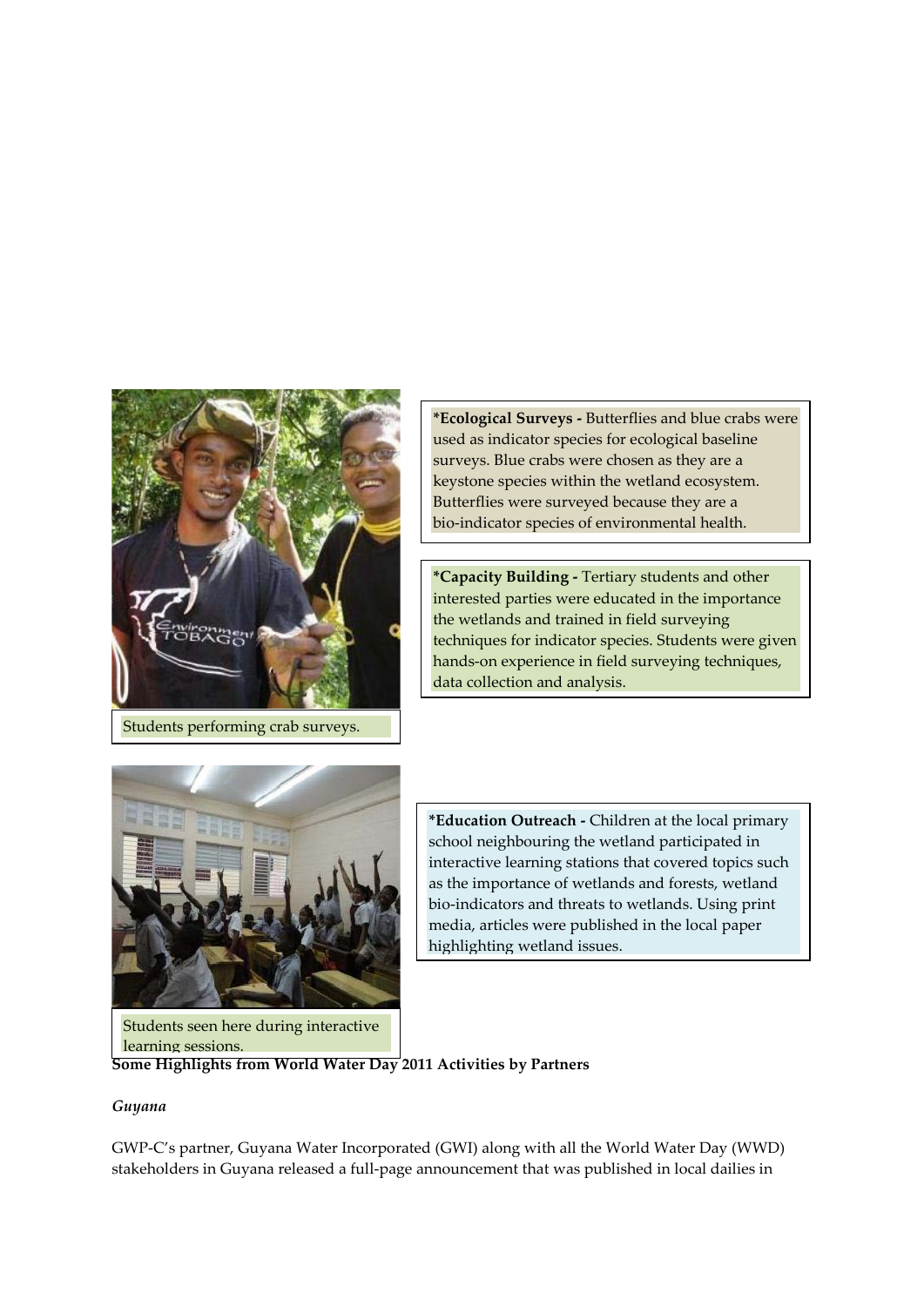**\*Ecological Surveys -** Butterflies and blue crabs were used as indicator species for ecological baseline surveys. Blue crabs were chosen as they are a keystone species within the wetland ecosystem. Butterflies were surveyed because they are a bio-indicator species of environmental health.

**\*Capacity Building -** Tertiary students and other interested parties were educated in the importance the wetlands and trained in field surveying techniques for indicator species. Students were given hands-on experience in field surveying techniques, data collection and analysis.

Students performing crab surveys.

**\*Education Outreach -** Children at the local primary school neighbouring the wetland participated in interactive learning stations that covered topics such as the importance of wetlands and forests, wetland bio-indicators and threats to wetlands. Using print media, articles were published in the local paper highlighting wetland issues.

Students seen here during interactive learning sessions.

**Some Highlights from World Water Day 2011 Activities by Partners**

*Guyana*

GWP-C's partner, Guyana Water Incorporated (GWI) along with all the World Water Day (WWD) stakeholders in Guyana released a full-page announcement that was published in local dailies in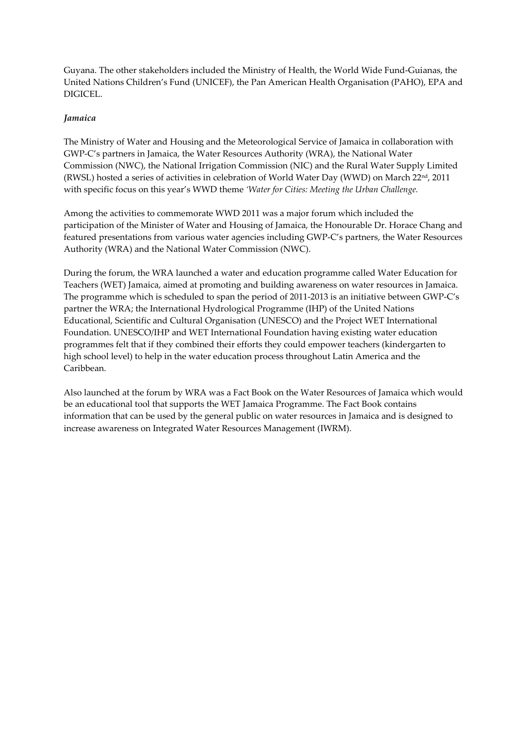Guyana. The other stakeholders included the Ministry of Health, the World Wide Fund-Guianas, the United Nations Children's Fund (UNICEF), the Pan American Health Organisation (PAHO), EPA and DIGICEL.

***Jamaica***

The Ministry of Water and Housing and the Meteorological Service of Jamaica in collaboration with GWP-C's partners in Jamaica, the Water Resources Authority (WRA), the National Water Commission (NWC), the National Irrigation Commission (NIC) and the Rural Water Supply Limited (RWSL) hosted a series of activities in celebration of World Water Day (WWD) on March 22nd, 2011 with specific focus on this year's WWD theme *'Water for Cities: Meeting the Urban Challenge.*

Among the activities to commemorate WWD 2011 was a major forum which included the participation of the Minister of Water and Housing of Jamaica, the Honourable Dr. Horace Chang and featured presentations from various water agencies including GWP-C's partners, the Water Resources Authority (WRA) and the National Water Commission (NWC).

During the forum, the WRA launched a water and education programme called Water Education for Teachers (WET) Jamaica, aimed at promoting and building awareness on water resources in Jamaica. The programme which is scheduled to span the period of 2011-2013 is an initiative between GWP-C's partner the WRA; the International Hydrological Programme (IHP) of the United Nations Educational, Scientific and Cultural Organisation (UNESCO) and the Project WET International Foundation. UNESCO/IHP and WET International Foundation having existing water education programmes felt that if they combined their efforts they could empower teachers (kindergarten to high school level) to help in the water education process throughout Latin America and the Caribbean.

Also launched at the forum by WRA was a Fact Book on the Water Resources of Jamaica which would be an educational tool that supports the WET Jamaica Programme. The Fact Book contains information that can be used by the general public on water resources in Jamaica and is designed to increase awareness on Integrated Water Resources Management (IWRM).